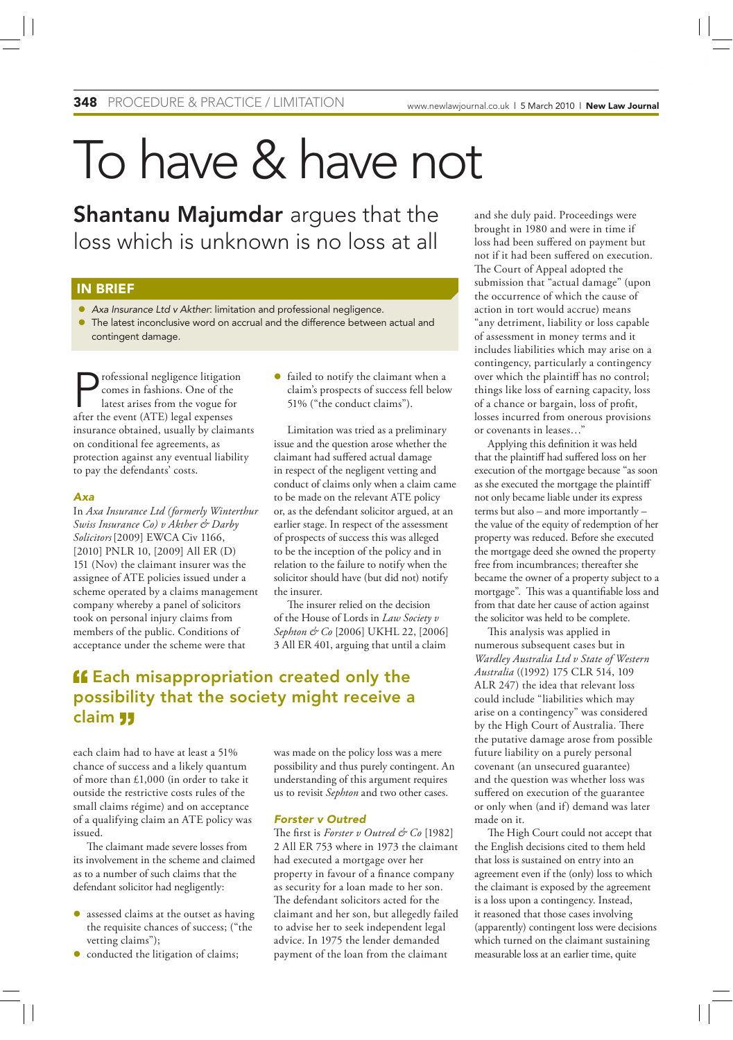# To have & have not

## Shantanu Majumdar argues that the loss which is unknown is no loss at all

### IN BRIEF

- *Axa Insurance Ltd v Akther*: limitation and professional negligence.
- The latest inconclusive word on accrual and the difference between actual and contingent damage.

Professional negligence litigation comes in fashions. One of the latest arises from the vogue for after the event (ATE) legal expenses insurance obtained, usually by claimants on conditional fee agreements, as protection against any eventual liability to pay the defendants' costs.

### *Axa*

In *Axa Insurance Ltd (formerly Winterthur Swiss Insurance Co) v Akther & Darby Solicitors* [2009] EWCA Civ 1166, [2010] PNLR 10, [2009] All ER (D) 151 (Nov) the claimant insurer was the assignee of ATE policies issued under a scheme operated by a claims management company whereby a panel of solicitors took on personal injury claims from members of the public. Conditions of acceptance under the scheme were that each claim had to have at least a 51% chance of success and a likely quantum of more than £1,000 (in order to take it outside the restrictive costs rules of the small claims régime) and on acceptance of a qualifying claim an ATE policy was issued.

The claimant made severe losses from its involvement in the scheme and claimed as to a number of such claims that the defendant solicitor had negligently:

- assessed claims at the outset as having the requisite chances of success; ("the vetting claims");
- conducted the litigation of claims;
- failed to notify the claimant when a claim's prospects of success fell below 51% ("the conduct claims").

Limitation was tried as a preliminary issue and the question arose whether the claimant had suffered actual damage in respect of the negligent vetting and conduct of claims only when a claim came to be made on the relevant ATE policy or, as the defendant solicitor argued, at an earlier stage. In respect of the assessment of prospects of success this was alleged to be the inception of the policy and in relation to the failure to notify when the solicitor should have (but did not) notify the insurer.

The insurer relied on the decision of the House of Lords in *Law Society v Sephton & Co* [2006] UKHL 22, [2006] 3 All ER 401, arguing that until a claim was made on the policy loss was a mere possibility and thus purely contingent. An understanding of this argument requires us to revisit *Sephton* and two other cases.

> **"Each misappropriation created only the possibility that the society might receive a claim"**

### *Forster v Outred*

The first is *Forster v Outred & Co* [1982] 2 All ER 753 where in 1973 the claimant had executed a mortgage over her property in favour of a finance company as security for a loan made to her son. The defendant solicitors acted for the claimant and her son, but allegedly failed to advise her to seek independent legal advice. In 1975 the lender demanded payment of the loan from the claimant and she duly paid. Proceedings were brought in 1980 and were in time if loss had been suffered on payment but not if it had been suffered on execution. The Court of Appeal adopted the submission that "actual damage" (upon the occurrence of which the cause of action in tort would accrue) means "any detriment, liability or loss capable of assessment in money terms and it includes liabilities which may arise on a contingency, particularly a contingency over which the plaintiff has no control; things like loss of earning capacity, loss of a chance or bargain, loss of profit, losses incurred from onerous provisions or covenants in leases…"

Applying this definition it was held that the plaintiff had suffered loss on her execution of the mortgage because "as soon as she executed the mortgage the plaintiff not only became liable under its express terms but also – and more importantly – the value of the equity of redemption of her property was reduced. Before she executed the mortgage deed she owned the property free from incumbrances; thereafter she became the owner of a property subject to a mortgage". This was a quantifiable loss and from that date her cause of action against the solicitor was held to be complete.

This analysis was applied in numerous subsequent cases but in *Wardley Australia Ltd v State of Western Australia* ((1992) 175 CLR 514, 109 ALR 247) the idea that relevant loss could include "liabilities which may arise on a contingency" was considered by the High Court of Australia. There the putative damage arose from possible future liability on a purely personal covenant (an unsecured guarantee) and the question was whether loss was suffered on execution of the guarantee or only when (and if) demand was later made on it.

The High Court could not accept that the English decisions cited to them held that loss is sustained on entry into an agreement even if the (only) loss to which the claimant is exposed by the agreement is a loss upon a contingency. Instead, it reasoned that those cases involving (apparently) contingent loss were decisions which turned on the claimant sustaining measurable loss at an earlier time, quite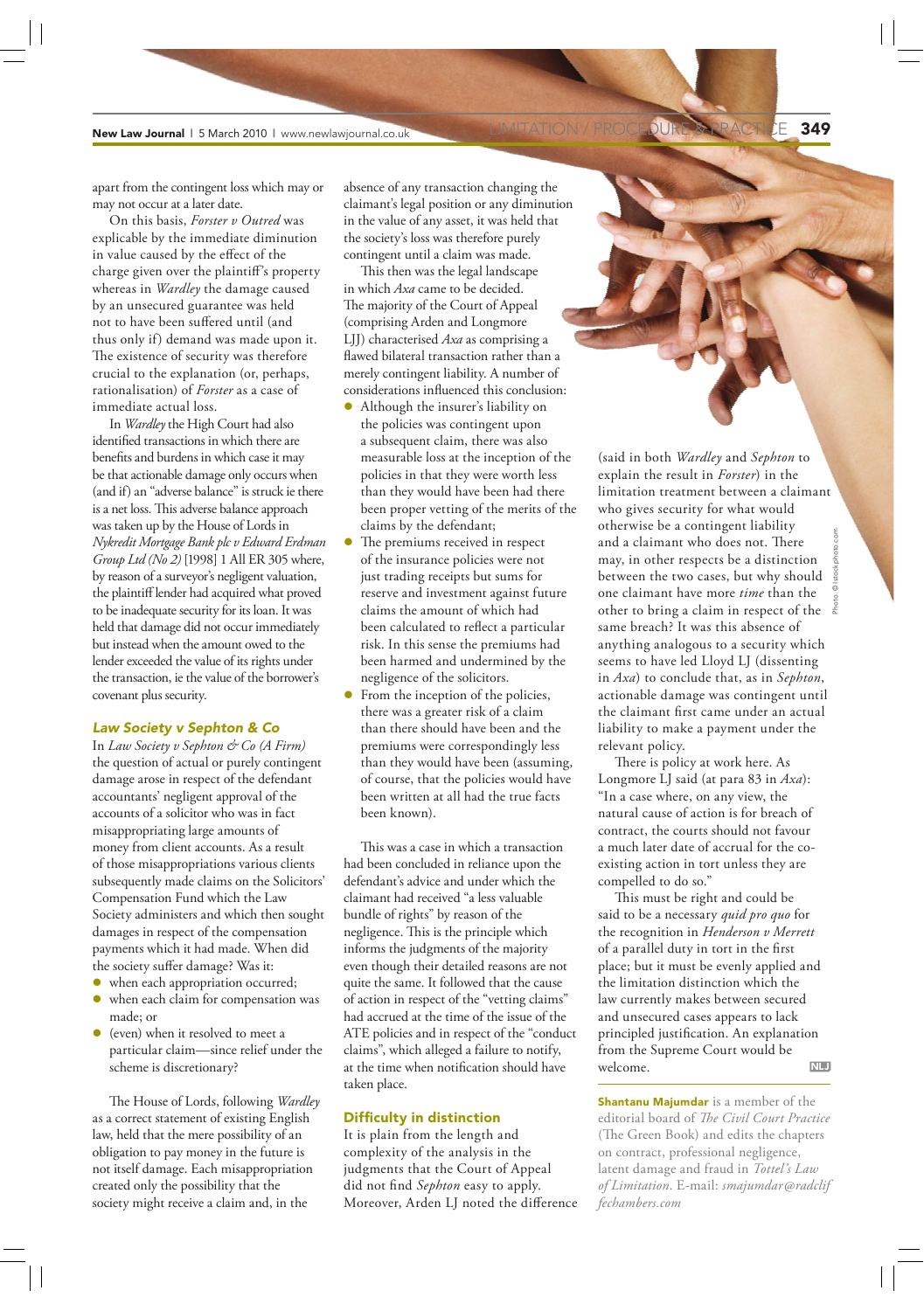apart from the contingent loss which may or may not occur at a later date.

On this basis, *Forster v Outred* was explicable by the immediate diminution in value caused by the effect of the charge given over the plaintiff's property whereas in *Wardley* the damage caused by an unsecured guarantee was held not to have been suffered until (and thus only if) demand was made upon it. The existence of security was therefore crucial to the explanation (or, perhaps, rationalisation) of *Forster* as a case of immediate actual loss.

In *Wardley* the High Court had also identified transactions in which there are benefits and burdens in which case it may be that actionable damage only occurs when (and if) an "adverse balance" is struck ie there is a net loss. This adverse balance approach was taken up by the House of Lords in *Nykredit Mortgage Bank plc v Edward Erdman Group Ltd (No 2)* [1998] 1 All ER 305 where, by reason of a surveyor's negligent valuation, the plaintiff lender had acquired what proved to be inadequate security for its loan. It was held that damage did not occur immediately but instead when the amount owed to the lender exceeded the value of its rights under the transaction, ie the value of the borrower's covenant plus security.

### Law Society v Sephton & Co

In *Law Society v Sephton & Co (A Firm)* the question of actual or purely contingent damage arose in respect of the defendant accountants' negligent approval of the accounts of a solicitor who was in fact misappropriating large amounts of money from client accounts. As a result of those misappropriations various clients subsequently made claims on the Solicitors' Compensation Fund which the Law Society administers and which then sought damages in respect of the compensation payments which it had made. When did the society suffer damage? Was it:

- when each appropriation occurred;
- when each claim for compensation was made; or
- (even) when it resolved to meet a particular claim—since relief under the scheme is discretionary?

The House of Lords, following *Wardley* as a correct statement of existing English law, held that the mere possibility of an obligation to pay money in the future is not itself damage. Each misappropriation created only the possibility that the society might receive a claim and, in the absence of any transaction changing the claimant's legal position or any diminution in the value of any asset, it was held that the society's loss was therefore purely contingent until a claim was made.

This then was the legal landscape in which *Axa* came to be decided. The majority of the Court of Appeal (comprising Arden and Longmore LJJ) characterised *Axa* as comprising a flawed bilateral transaction rather than a merely contingent liability. A number of considerations influenced this conclusion:

- Although the insurer's liability on the policies was contingent upon a subsequent claim, there was also measurable loss at the inception of the policies in that they were worth less than they would have been had there been proper vetting of the merits of the claims by the defendant;
- The premiums received in respect of the insurance policies were not just trading receipts but sums for reserve and investment against future claims the amount of which had been calculated to reflect a particular risk. In this sense the premiums had been harmed and undermined by the negligence of the solicitors.
- From the inception of the policies, there was a greater risk of a claim than there should have been and the premiums were correspondingly less than they would have been (assuming, of course, that the policies would have been written at all had the true facts been known).

This was a case in which a transaction had been concluded in reliance upon the defendant's advice and under which the claimant had received "a less valuable bundle of rights" by reason of the negligence. This is the principle which informs the judgments of the majority even though their detailed reasons are not quite the same. It followed that the cause of action in respect of the "vetting claims" had accrued at the time of the issue of the ATE policies and in respect of the "conduct claims", which alleged a failure to notify, at the time when notification should have taken place.

### Difficulty in distinction

It is plain from the length and complexity of the analysis in the judgments that the Court of Appeal did not find *Sephton* easy to apply. Moreover, Arden LJ noted the difference (said in both *Wardley* and *Sephton* to explain the result in *Forster*) in the limitation treatment between a claimant who gives security for what would otherwise be a contingent liability and a claimant who does not. There may, in other respects be a distinction between the two cases, but why should one claimant have more *time* than the other to bring a claim in respect of the same breach? It was this absence of anything analogous to a security which seems to have led Lloyd LJ (dissenting in *Axa*) to conclude that, as in *Sephton*, actionable damage was contingent until the claimant first came under an actual liability to make a payment under the relevant policy.

There is policy at work here. As Longmore LJ said (at para 83 in *Axa*): "In a case where, on any view, the natural cause of action is for breach of contract, the courts should not favour a much later date of accrual for the co-existing action in tort unless they are compelled to do so."

This must be right and could be said to be a necessary *quid pro quo* for the recognition in *Henderson v Merrett* of a parallel duty in tort in the first place; but it must be evenly applied and the limitation distinction which the law currently makes between secured and unsecured cases appears to lack principled justification. An explanation from the Supreme Court would be welcome.

**Shantanu Majumdar** is a member of the editorial board of *The Civil Court Practice* (The Green Book) and edits the chapters on contract, professional negligence, latent damage and fraud in *Tottel's Law of Limitation*. E-mail: *smajumdar@radcliffechambers.com*